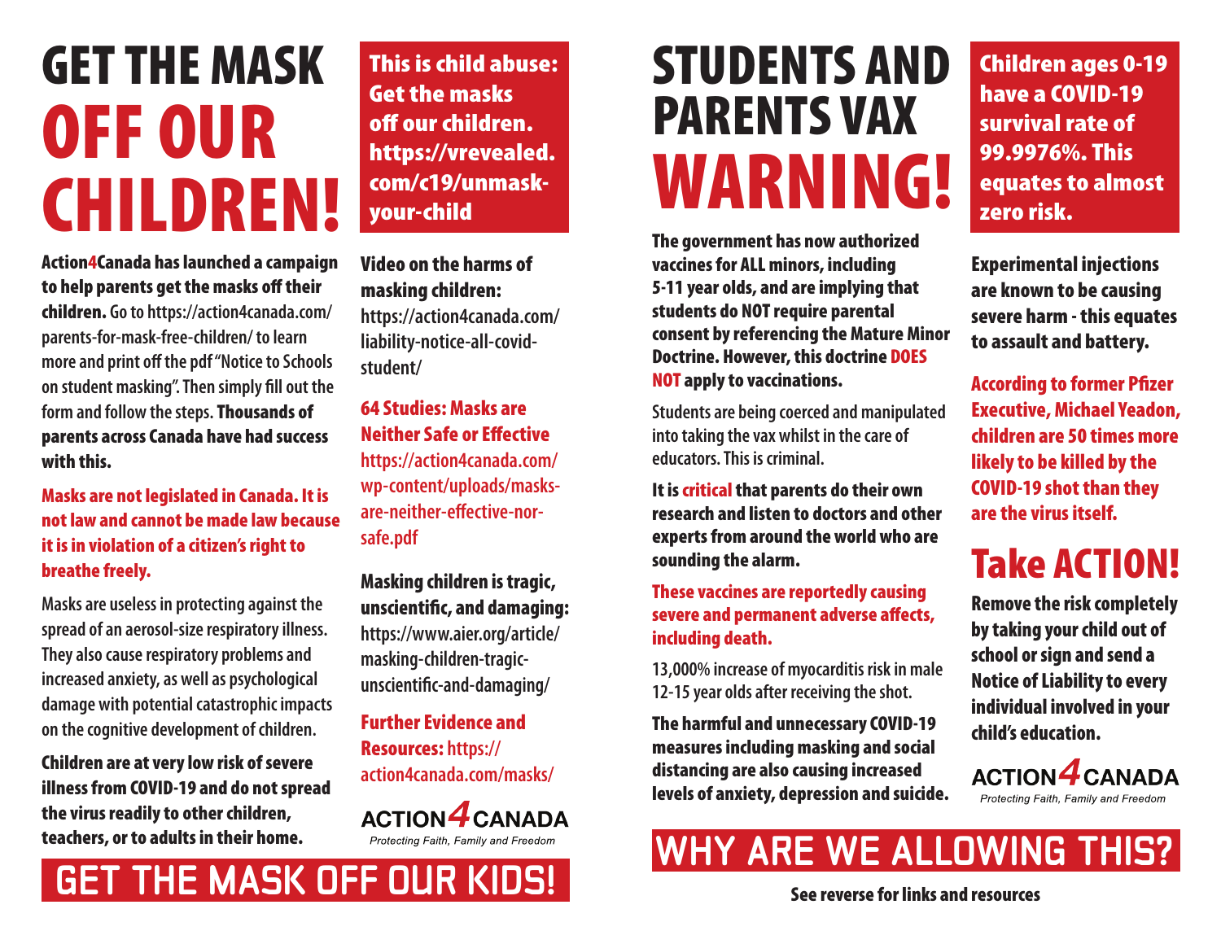# GET THE MASK OFF OUR CHILDREN!

**Action4Canada has launched a campaign to help parents get the masks off their children.** Go to https://action4canada.com/parents-for-mask-free-children/ to learn more and print off the pdf "Notice to Schools on student masking". Then simply fill out the form and follow the steps. **Thousands of parents across Canada have had success with this.**

**Masks are not legislated in Canada. It is not law and cannot be made law because it is in violation of a citizen's right to breathe freely.**

Masks are useless in protecting against the spread of an aerosol-size respiratory illness. They also cause respiratory problems and increased anxiety, as well as psychological damage with potential catastrophic impacts on the cognitive development of children.

**Children are at very low risk of severe illness from COVID-19 and do not spread the virus readily to other children, teachers, or to adults in their home.**

**This is child abuse: Get the masks off our children. https://vrevealed.com/c19/unmask-your-child**

**Video on the harms of masking children:** https://action4canada.com/liability-notice-all-covid-student/

**64 Studies: Masks are Neither Safe or Effective** https://action4canada.com/wp-content/uploads/masks-are-neither-effective-nor-safe.pdf

**Masking children is tragic, unscientific, and damaging:** https://www.aier.org/article/masking-children-tragic-unscientific-and-damaging/

**Further Evidence and Resources:** https://action4canada.com/masks/

ACTION4CANADA
*Protecting Faith, Family and Freedom*

## GET THE MASK OFF OUR KIDS!

# STUDENTS AND PARENTS VAX WARNING!

**The government has now authorized vaccines for ALL minors, including 5-11 year olds, and are implying that students do NOT require parental consent by referencing the Mature Minor Doctrine. However, this doctrine DOES NOT apply to vaccinations.**

Students are being coerced and manipulated into taking the vax whilst in the care of educators. This is criminal.

**It is critical that parents do their own research and listen to doctors and other experts from around the world who are sounding the alarm.**

**These vaccines are reportedly causing severe and permanent adverse affects, including death.**

13,000% increase of myocarditis risk in male 12-15 year olds after receiving the shot.

**The harmful and unnecessary COVID-19 measures including masking and social distancing are also causing increased levels of anxiety, depression and suicide.**

**Children ages 0-19 have a COVID-19 survival rate of 99.9976%. This equates to almost zero risk.**

**Experimental injections are known to be causing severe harm - this equates to assault and battery.**

**According to former Pfizer Executive, Michael Yeadon, children are 50 times more likely to be killed by the COVID-19 shot than they are the virus itself.**

## Take ACTION!

**Remove the risk completely by taking your child out of school or sign and send a Notice of Liability to every individual involved in your child's education.**

ACTION4CANADA
*Protecting Faith, Family and Freedom*

## WHY ARE WE ALLOWING THIS?

**See reverse for links and resources**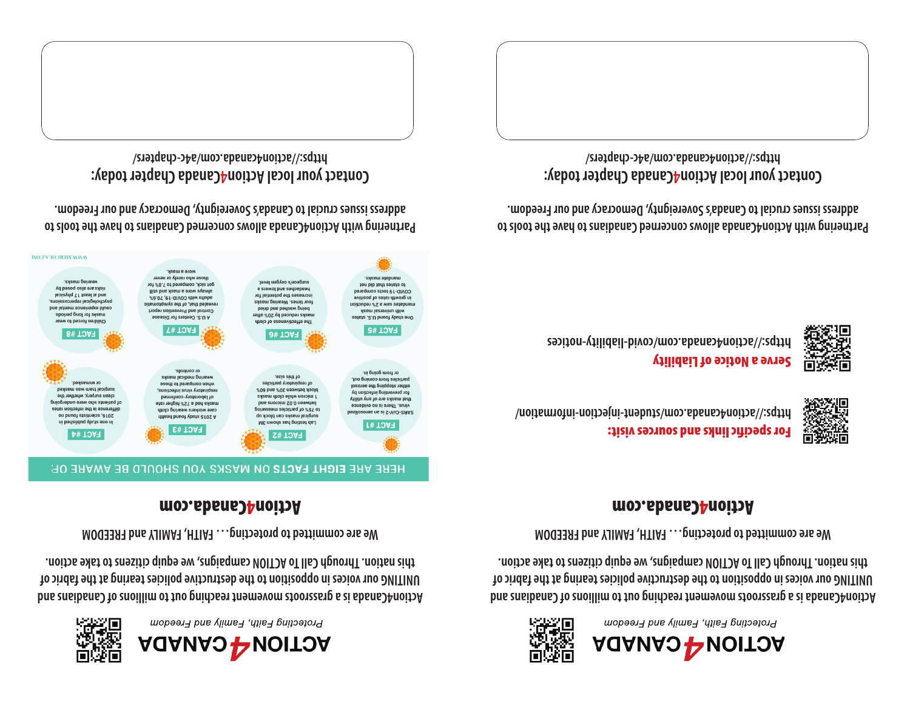# ACTION4CANADA

*Protecting Faith, Family and Freedom*

Action4Canada is a grassroots movement reaching out to millions of Canadians and UNITING our voices in opposition to the destructive policies tearing at the fabric of this nation. Through Call to ACTION campaigns, we equip citizens to take action.

We are committed to protecting . . . FAITH, FAMILY and FREEDOM

**Action4Canada.com**

**For specific links and sources visit:**

https://action4canada.com/student-injection-information/

**Serve a Notice of Liability**

https://action4canada.com/covid-liability-notices

Partnering with Action4Canada allows concerned Canadians to have the tools to address issues crucial to Canada's Sovereignty, Democracy and our Freedom.

**Contact your local Action4Canada Chapter today:**

https://action4canada.com/a4c-chapters/

---

# ACTION4CANADA

*Protecting Faith, Family and Freedom*

Action4Canada is a grassroots movement reaching out to millions of Canadians and UNITING our voices in opposition to the destructive policies tearing at the fabric of this nation. Through Call to ACTION campaigns, we equip citizens to take action.

We are committed to protecting . . . FAITH, FAMILY and FREEDOM

**Action4Canada.com**

## HERE ARE EIGHT FACTS ON MASKS YOU SHOULD BE AWARE OF:

**FACT #1**
SARS-CoV-2 is an aerosolized virus. There is no evidence that masks are of any utility for preventing infection by either stopping the aerosol particles from coming out, or from going in.

**FACT #2**
Lab testing has shown 3M surgical masks can block up to 75% of particles measuring between 0.02 microns and 1 micron while cloth masks block between 30% and 60% of respiratory particles of this size.

**FACT #3**
A 2015 study found health care workers wearing cloth masks had a 72% higher rate of laboratory-confirmed respiratory virus infections, when compared to those wearing medical masks or controls.

**FACT #4**
In one study published in 2016, scientists found no difference in the infection rates of patients who were undergoing clean surgery, whether the surgical team was masked or unmasked.

**FACT #5**
One study found U.S. states with universal mask mandates saw a 2% reduction in growth rates of positive COVID-19 tests compared to states that did not mandate masks.

**FACT #6**
The effectiveness of cloth masks reduced by 20% after being washed and dried four times. Wearing masks increases the potential for headaches and lowers a surgeon's oxygen level.

**FACT #7**
A U.S. Centers for Disease Control and Prevention report revealed that, of the symptomatic adults with COVID-19, 70.6% always wore a mask and still got sick, compared to 7.8% for those who rarely or never wore a mask.

**FACT #8**
Children forced to wear masks for long periods could experience mental and psychological repercussions, and at least 17 physical risks are also posed by wearing masks.

WWW.MERCOLA.COM

Partnering with Action4Canada allows concerned Canadians to have the tools to address issues crucial to Canada's Sovereignty, Democracy and our Freedom.

**Contact your local Action4Canada Chapter today:**

https://action4canada.com/a4c-chapters/